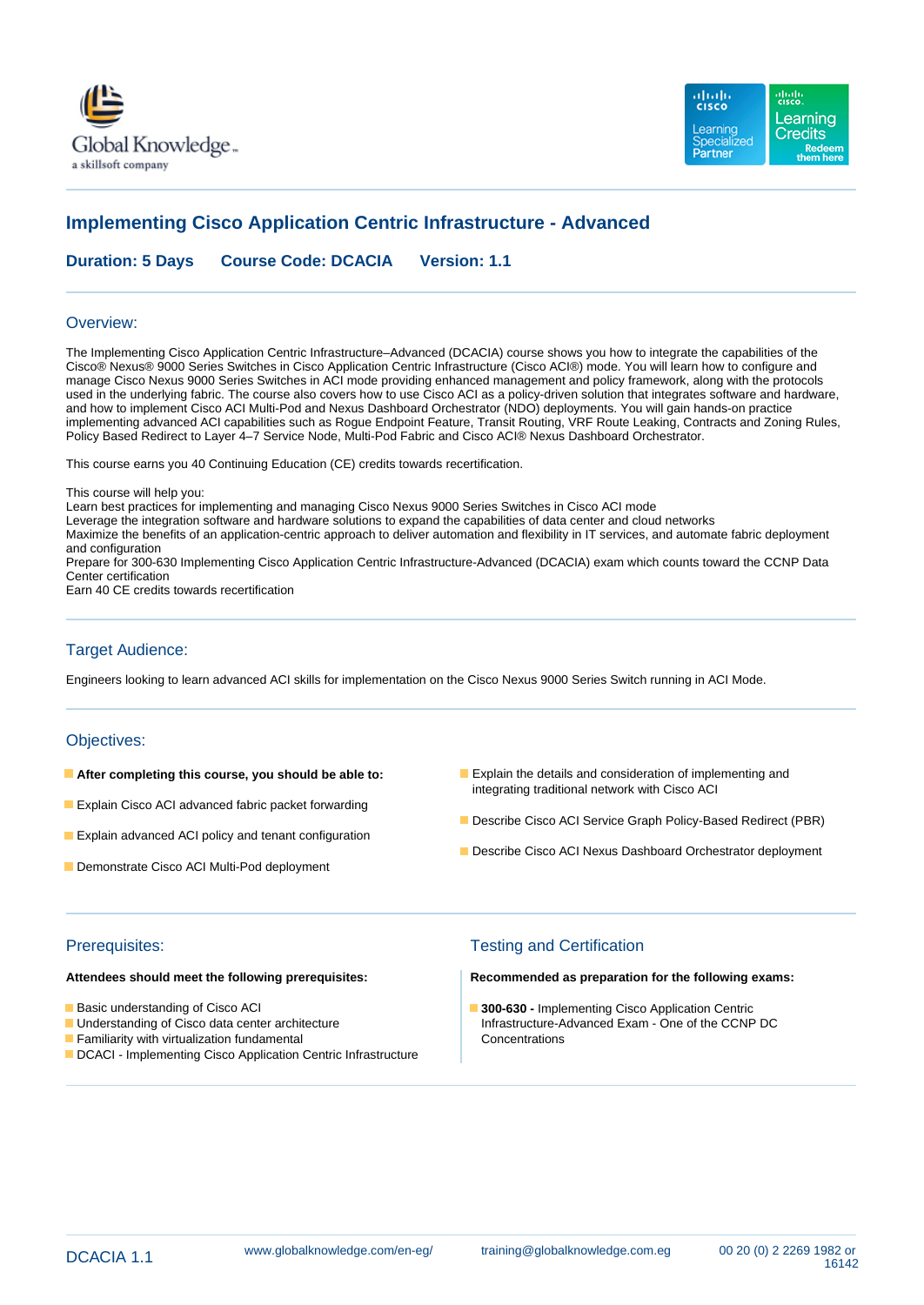# Implementing Cisco Application Centric Infrastructure - Advanced

**Duration: 5 Days    Course Code: DCACIA    Version: 1.1**

## Overview:

The Implementing Cisco Application Centric Infrastructure–Advanced (DCACIA) course shows you how to integrate the capabilities of the Cisco® Nexus® 9000 Series Switches in Cisco Application Centric Infrastructure (Cisco ACI®) mode. You will learn how to configure and manage Cisco Nexus 9000 Series Switches in ACI mode providing enhanced management and policy framework, along with the protocols used in the underlying fabric. The course also covers how to use Cisco ACI as a policy-driven solution that integrates software and hardware, and how to implement Cisco ACI Multi-Pod and Nexus Dashboard Orchestrator (NDO) deployments. You will gain hands-on practice implementing advanced ACI capabilities such as Rogue Endpoint Feature, Transit Routing, VRF Route Leaking, Contracts and Zoning Rules, Policy Based Redirect to Layer 4–7 Service Node, Multi-Pod Fabric and Cisco ACI® Nexus Dashboard Orchestrator.

This course earns you 40 Continuing Education (CE) credits towards recertification.

This course will help you:
Learn best practices for implementing and managing Cisco Nexus 9000 Series Switches in Cisco ACI mode
Leverage the integration software and hardware solutions to expand the capabilities of data center and cloud networks
Maximize the benefits of an application-centric approach to deliver automation and flexibility in IT services, and automate fabric deployment and configuration
Prepare for 300-630 Implementing Cisco Application Centric Infrastructure-Advanced (DCACIA) exam which counts toward the CCNP Data Center certification
Earn 40 CE credits towards recertification

## Target Audience:

Engineers looking to learn advanced ACI skills for implementation on the Cisco Nexus 9000 Series Switch running in ACI Mode.

## Objectives:

- **After completing this course, you should be able to:**
- Explain Cisco ACI advanced fabric packet forwarding
- Explain advanced ACI policy and tenant configuration
- Demonstrate Cisco ACI Multi-Pod deployment
- Explain the details and consideration of implementing and integrating traditional network with Cisco ACI
- Describe Cisco ACI Service Graph Policy-Based Redirect (PBR)
- Describe Cisco ACI Nexus Dashboard Orchestrator deployment

## Prerequisites:

**Attendees should meet the following prerequisites:**

- Basic understanding of Cisco ACI
- Understanding of Cisco data center architecture
- Familiarity with virtualization fundamental
- DCACI - Implementing Cisco Application Centric Infrastructure

## Testing and Certification

**Recommended as preparation for the following exams:**

- **300-630 -** Implementing Cisco Application Centric Infrastructure-Advanced Exam - One of the CCNP DC Concentrations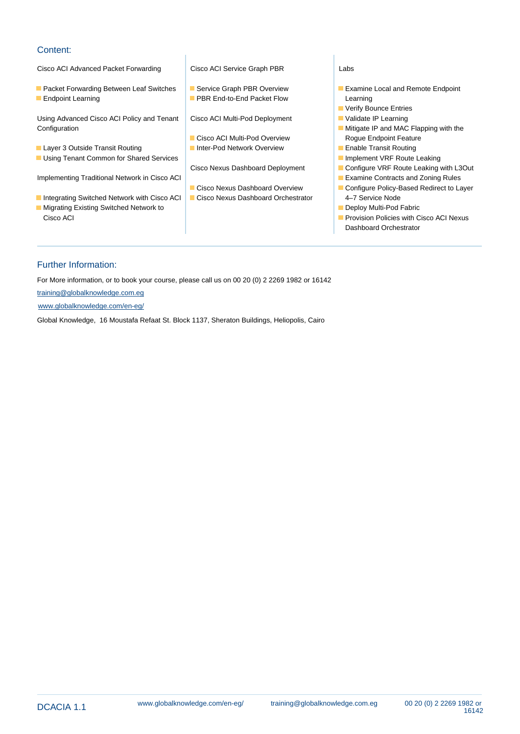## Content:

Cisco ACI Advanced Packet Forwarding

- Packet Forwarding Between Leaf Switches
- Endpoint Learning

Using Advanced Cisco ACI Policy and Tenant Configuration

- Layer 3 Outside Transit Routing
- Using Tenant Common for Shared Services

Implementing Traditional Network in Cisco ACI

- Integrating Switched Network with Cisco ACI
- Migrating Existing Switched Network to Cisco ACI

Cisco ACI Service Graph PBR

- Service Graph PBR Overview
- PBR End-to-End Packet Flow

Cisco ACI Multi-Pod Deployment

- Cisco ACI Multi-Pod Overview
- Inter-Pod Network Overview

Cisco Nexus Dashboard Deployment

- Cisco Nexus Dashboard Overview
- Cisco Nexus Dashboard Orchestrator

Labs

- Examine Local and Remote Endpoint Learning
- Verify Bounce Entries
- Validate IP Learning
- Mitigate IP and MAC Flapping with the Rogue Endpoint Feature
- Enable Transit Routing
- Implement VRF Route Leaking
- Configure VRF Route Leaking with L3Out
- Examine Contracts and Zoning Rules
- Configure Policy-Based Redirect to Layer 4–7 Service Node
- Deploy Multi-Pod Fabric
- Provision Policies with Cisco ACI Nexus Dashboard Orchestrator

## Further Information:

For More information, or to book your course, please call us on 00 20 (0) 2 2269 1982 or 16142

training@globalknowledge.com.eg

www.globalknowledge.com/en-eg/

Global Knowledge, 16 Moustafa Refaat St. Block 1137, Sheraton Buildings, Heliopolis, Cairo